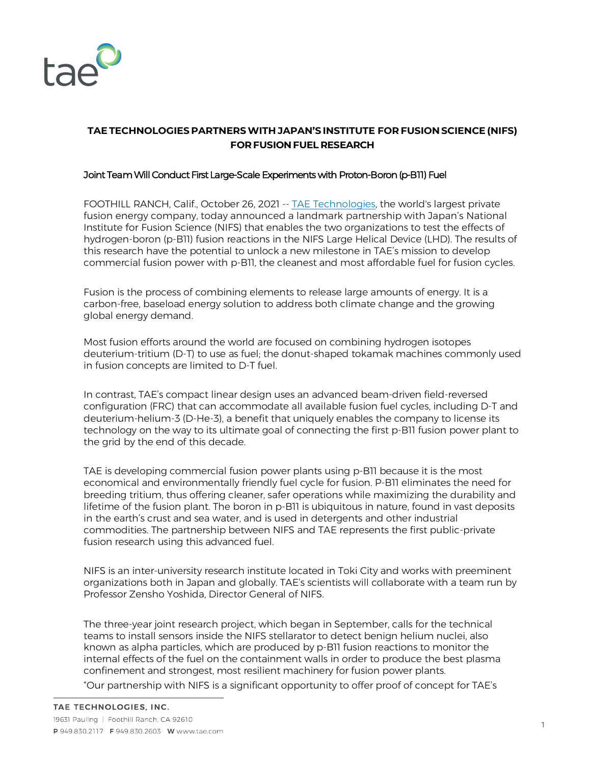# TAE TECHNOLOGIES PARTNERS WITH JAPAN'S INSTITUTE FOR FUSION SCIENCE (NIFS) FOR FUSION FUEL RESEARCH

## Joint Team Will Conduct First Large-Scale Experiments with Proton-Boron (p-B11) Fuel

FOOTHILL RANCH, Calif., October 26, 2021 -- [TAE Technologies](https://www.tae.com), the world's largest private fusion energy company, today announced a landmark partnership with Japan's National Institute for Fusion Science (NIFS) that enables the two organizations to test the effects of hydrogen-boron (p-B11) fusion reactions in the NIFS Large Helical Device (LHD). The results of this research have the potential to unlock a new milestone in TAE's mission to develop commercial fusion power with p-B11, the cleanest and most affordable fuel for fusion cycles.

Fusion is the process of combining elements to release large amounts of energy. It is a carbon-free, baseload energy solution to address both climate change and the growing global energy demand.

Most fusion efforts around the world are focused on combining hydrogen isotopes deuterium-tritium (D-T) to use as fuel; the donut-shaped tokamak machines commonly used in fusion concepts are limited to D-T fuel.

In contrast, TAE's compact linear design uses an advanced beam-driven field-reversed configuration (FRC) that can accommodate all available fusion fuel cycles, including D-T and deuterium-helium-3 (D-He-3), a benefit that uniquely enables the company to license its technology on the way to its ultimate goal of connecting the first p-B11 fusion power plant to the grid by the end of this decade.

TAE is developing commercial fusion power plants using p-B11 because it is the most economical and environmentally friendly fuel cycle for fusion. P-B11 eliminates the need for breeding tritium, thus offering cleaner, safer operations while maximizing the durability and lifetime of the fusion plant. The boron in p-B11 is ubiquitous in nature, found in vast deposits in the earth's crust and sea water, and is used in detergents and other industrial commodities. The partnership between NIFS and TAE represents the first public-private fusion research using this advanced fuel.

NIFS is an inter-university research institute located in Toki City and works with preeminent organizations both in Japan and globally. TAE's scientists will collaborate with a team run by Professor Zensho Yoshida, Director General of NIFS.

The three-year joint research project, which began in September, calls for the technical teams to install sensors inside the NIFS stellarator to detect benign helium nuclei, also known as alpha particles, which are produced by p-B11 fusion reactions to monitor the internal effects of the fuel on the containment walls in order to produce the best plasma confinement and strongest, most resilient machinery for fusion power plants.

"Our partnership with NIFS is a significant opportunity to offer proof of concept for TAE's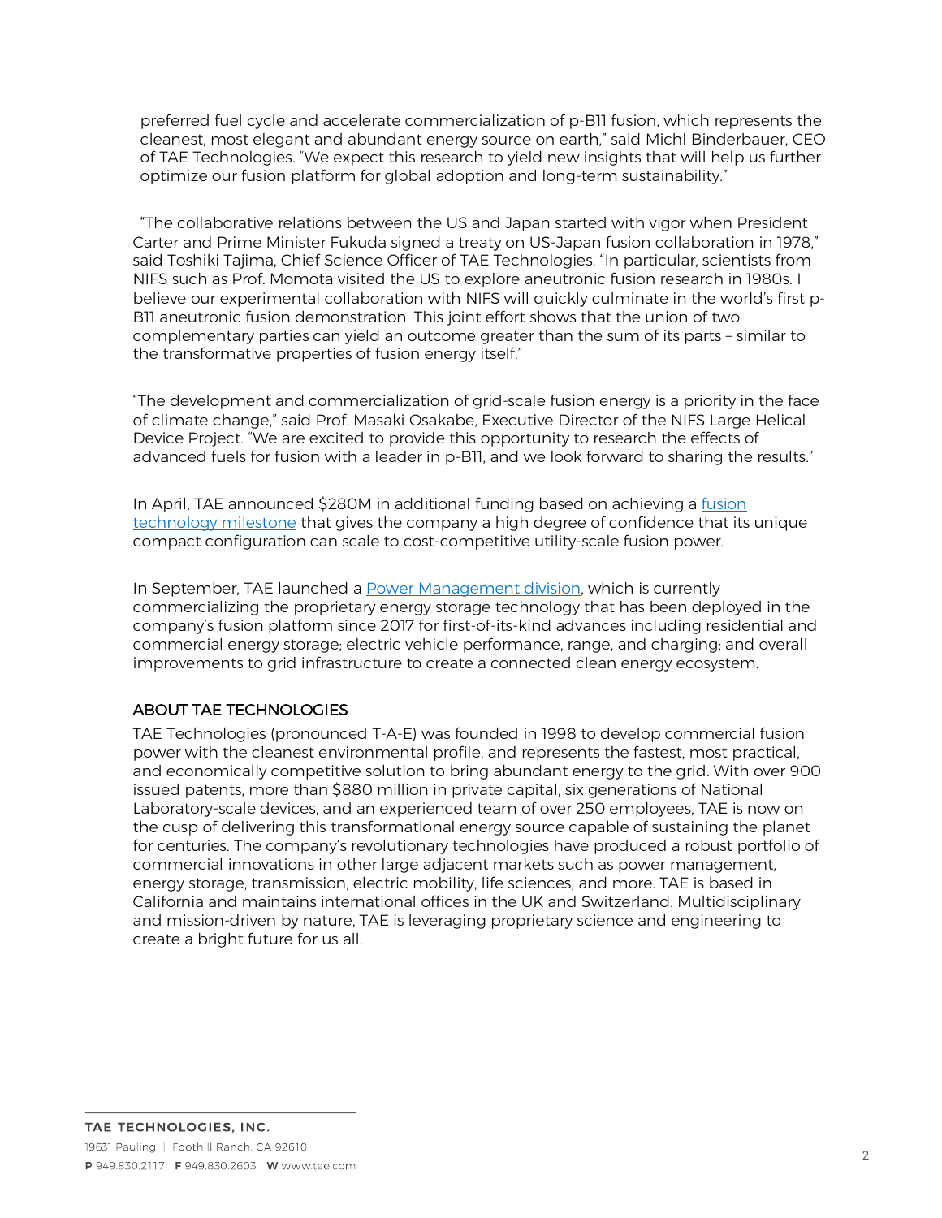preferred fuel cycle and accelerate commercialization of p-B11 fusion, which represents the cleanest, most elegant and abundant energy source on earth," said Michl Binderbauer, CEO of TAE Technologies. "We expect this research to yield new insights that will help us further optimize our fusion platform for global adoption and long-term sustainability."

"The collaborative relations between the US and Japan started with vigor when President Carter and Prime Minister Fukuda signed a treaty on US-Japan fusion collaboration in 1978," said Toshiki Tajima, Chief Science Officer of TAE Technologies. "In particular, scientists from NIFS such as Prof. Momota visited the US to explore aneutronic fusion research in 1980s. I believe our experimental collaboration with NIFS will quickly culminate in the world's first p-B11 aneutronic fusion demonstration. This joint effort shows that the union of two complementary parties can yield an outcome greater than the sum of its parts – similar to the transformative properties of fusion energy itself."

"The development and commercialization of grid-scale fusion energy is a priority in the face of climate change," said Prof. Masaki Osakabe, Executive Director of the NIFS Large Helical Device Project. "We are excited to provide this opportunity to research the effects of advanced fuels for fusion with a leader in p-B11, and we look forward to sharing the results."

In April, TAE announced $280M in additional funding based on achieving a fusion technology milestone that gives the company a high degree of confidence that its unique compact configuration can scale to cost-competitive utility-scale fusion power.

In September, TAE launched a Power Management division, which is currently commercializing the proprietary energy storage technology that has been deployed in the company's fusion platform since 2017 for first-of-its-kind advances including residential and commercial energy storage; electric vehicle performance, range, and charging; and overall improvements to grid infrastructure to create a connected clean energy ecosystem.

## ABOUT TAE TECHNOLOGIES

TAE Technologies (pronounced T-A-E) was founded in 1998 to develop commercial fusion power with the cleanest environmental profile, and represents the fastest, most practical, and economically competitive solution to bring abundant energy to the grid. With over 900 issued patents, more than $880 million in private capital, six generations of National Laboratory-scale devices, and an experienced team of over 250 employees, TAE is now on the cusp of delivering this transformational energy source capable of sustaining the planet for centuries. The company's revolutionary technologies have produced a robust portfolio of commercial innovations in other large adjacent markets such as power management, energy storage, transmission, electric mobility, life sciences, and more. TAE is based in California and maintains international offices in the UK and Switzerland. Multidisciplinary and mission-driven by nature, TAE is leveraging proprietary science and engineering to create a bright future for us all.

**TAE TECHNOLOGIES, INC.**
19631 Pauling | Foothill Ranch, CA 92610
**P** 949.830.2117 **F** 949.830.2603 **W** www.tae.com